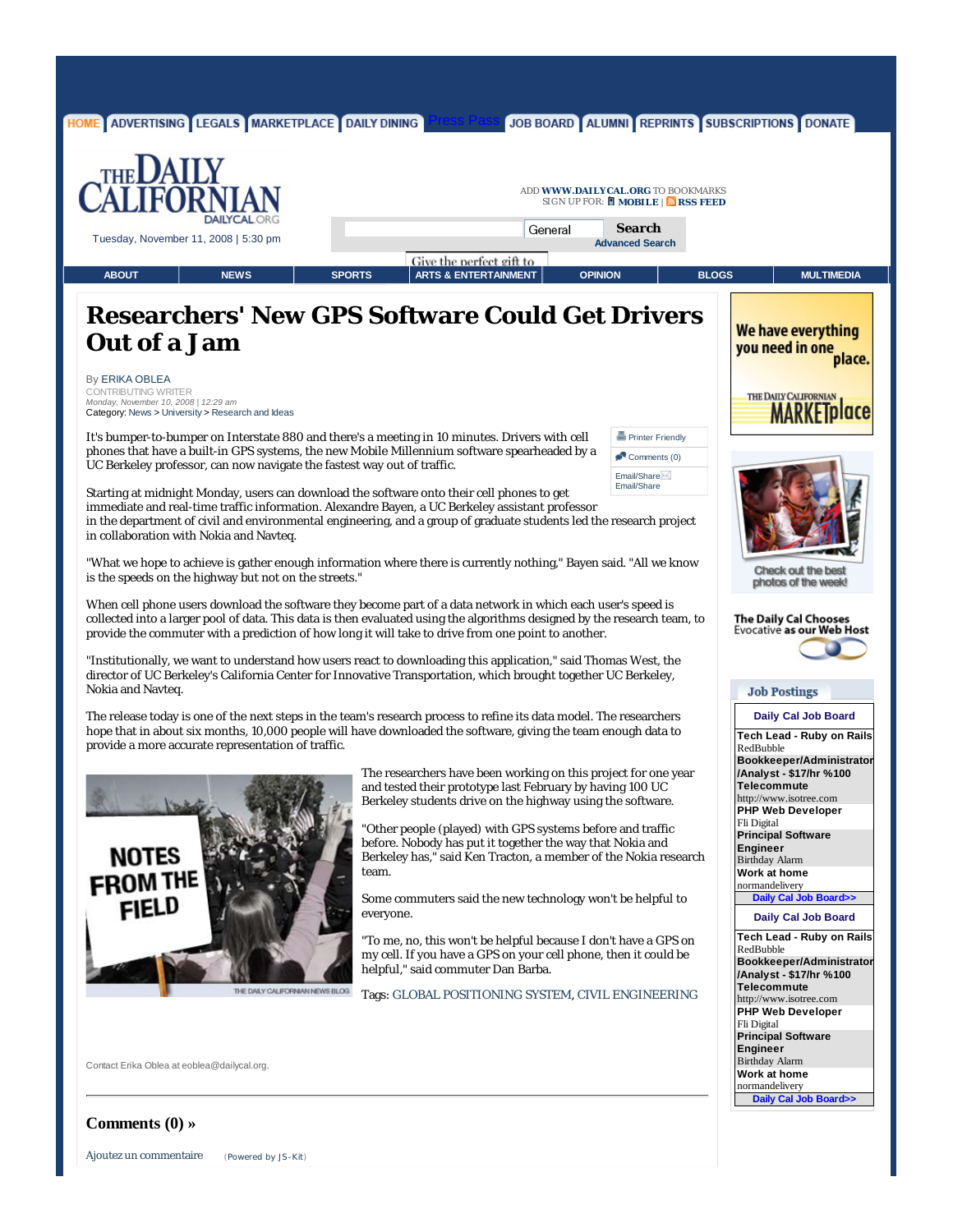HOME | ADVERTISING | LEGALS | MARKETPLACE | DAILY DINING | Press Pass | JOB BOARD | ALUMNI | REPRINTS | SUBSCRIPTIONS | DONATE

THE DAILY CALIFORNIAN
DAILYCAL.ORG

Tuesday, November 11, 2008 | 5:30 pm

ADD **WWW.DAILYCAL.ORG** TO BOOKMARKS
SIGN UP FOR: **MOBILE** | **RSS FEED**

General **Search**
**Advanced Search**

ABOUT | NEWS | SPORTS | ARTS & ENTERTAINMENT | OPINION | BLOGS | MULTIMEDIA

# Researchers' New GPS Software Could Get Drivers Out of a Jam

By ERIKA OBLEA
CONTRIBUTING WRITER
*Monday, November 10, 2008 | 12:29 am*
Category: News > University > Research and Ideas

Printer Friendly
Comments (0)
Email/Share

It's bumper-to-bumper on Interstate 880 and there's a meeting in 10 minutes. Drivers with cell phones that have a built-in GPS systems, the new Mobile Millennium software spearheaded by a UC Berkeley professor, can now navigate the fastest way out of traffic.

Starting at midnight Monday, users can download the software onto their cell phones to get immediate and real-time traffic information. Alexandre Bayen, a UC Berkeley assistant professor in the department of civil and environmental engineering, and a group of graduate students led the research project in collaboration with Nokia and Navteq.

"What we hope to achieve is gather enough information where there is currently nothing," Bayen said. "All we know is the speeds on the highway but not on the streets."

When cell phone users download the software they become part of a data network in which each user's speed is collected into a larger pool of data. This data is then evaluated using the algorithms designed by the research team, to provide the commuter with a prediction of how long it will take to drive from one point to another.

"Institutionally, we want to understand how users react to downloading this application," said Thomas West, the director of UC Berkeley's California Center for Innovative Transportation, which brought together UC Berkeley, Nokia and Navteq.

The release today is one of the next steps in the team's research process to refine its data model. The researchers hope that in about six months, 10,000 people will have downloaded the software, giving the team enough data to provide a more accurate representation of traffic.

NOTES FROM THE FIELD
THE DAILY CALIFORNIAN NEWS BLOG

The researchers have been working on this project for one year and tested their prototype last February by having 100 UC Berkeley students drive on the highway using the software.

"Other people (played) with GPS systems before and traffic before. Nobody has put it together the way that Nokia and Berkeley has," said Ken Tracton, a member of the Nokia research team.

Some commuters said the new technology won't be helpful to everyone.

"To me, no, this won't be helpful because I don't have a GPS on my cell. If you have a GPS on your cell phone, then it could be helpful," said commuter Dan Barba.

Tags: GLOBAL POSITIONING SYSTEM, CIVIL ENGINEERING

Contact Erika Oblea at eoblea@dailycal.org.

## Comments (0) »

Ajoutez un commentaire (Powered by JS-Kit)

---

We have everything you need in one place.
THE DAILY CALIFORNIAN MARKETplace

Check out the best photos of the week!

The Daily Cal Chooses Evocative as our Web Host

**Job Postings**

**Daily Cal Job Board**

**Tech Lead - Ruby on Rails**
RedBubble
**Bookkeeper/Administrator /Analyst - $17/hr %100 Telecommute**
http://www.isotree.com
**PHP Web Developer**
Fli Digital
**Principal Software Engineer**
Birthday Alarm
**Work at home**
normandelivery
**Daily Cal Job Board>>**

**Daily Cal Job Board**

**Tech Lead - Ruby on Rails**
RedBubble
**Bookkeeper/Administrator /Analyst - $17/hr %100 Telecommute**
http://www.isotree.com
**PHP Web Developer**
Fli Digital
**Principal Software Engineer**
Birthday Alarm
**Work at home**
normandelivery
**Daily Cal Job Board>>**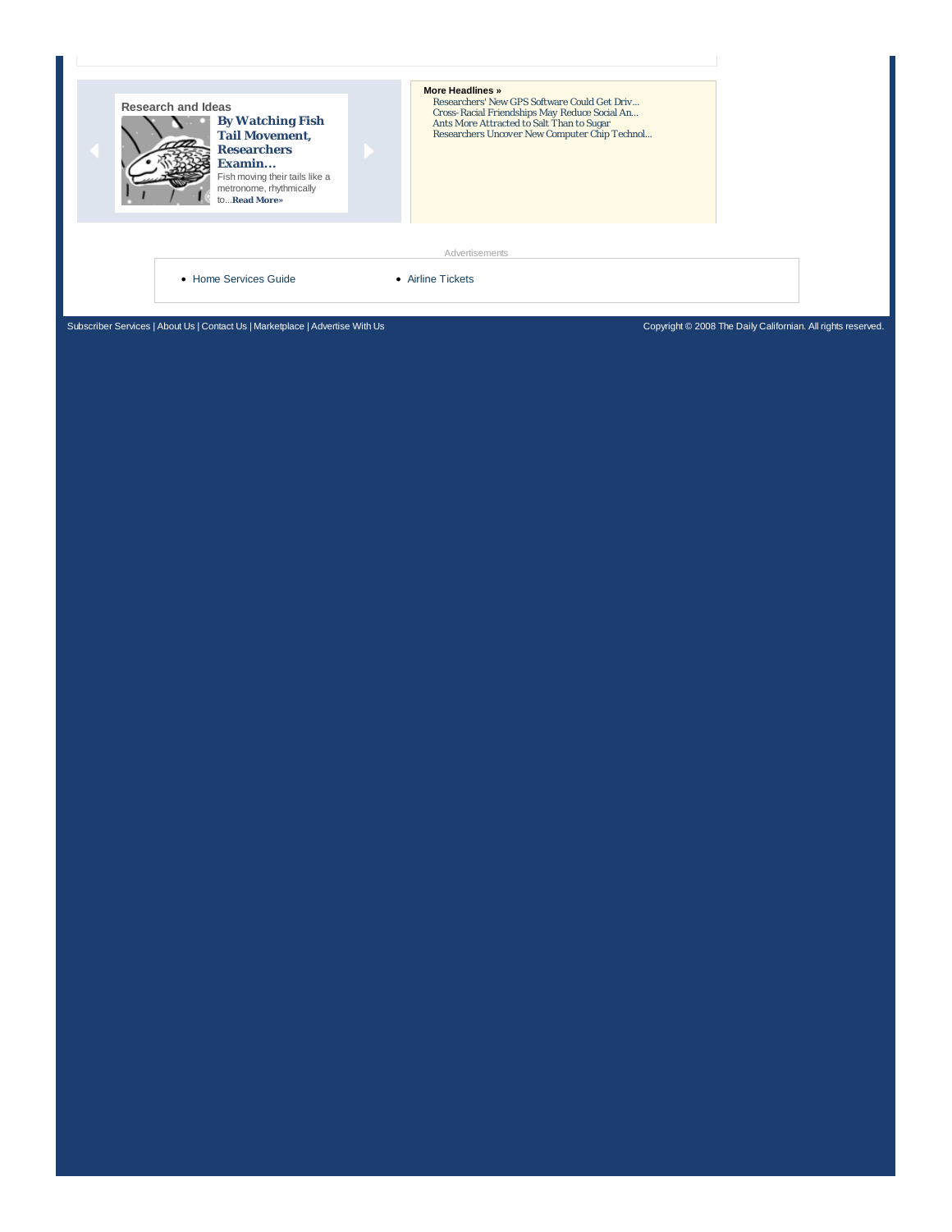**Research and Ideas**

**By Watching Fish Tail Movement, Researchers Examin...**

Fish moving their tails like a metronome, rhythmically to...**Read More»**

**More Headlines »**

- Researchers' New GPS Software Could Get Driv...
- Cross-Racial Friendships May Reduce Social An...
- Ants More Attracted to Salt Than to Sugar
- Researchers Uncover New Computer Chip Technol...

Advertisements

- Home Services Guide
- Airline Tickets

Subscriber Services | About Us | Contact Us | Marketplace | Advertise With Us

Copyright © 2008 The Daily Californian. All rights reserved.